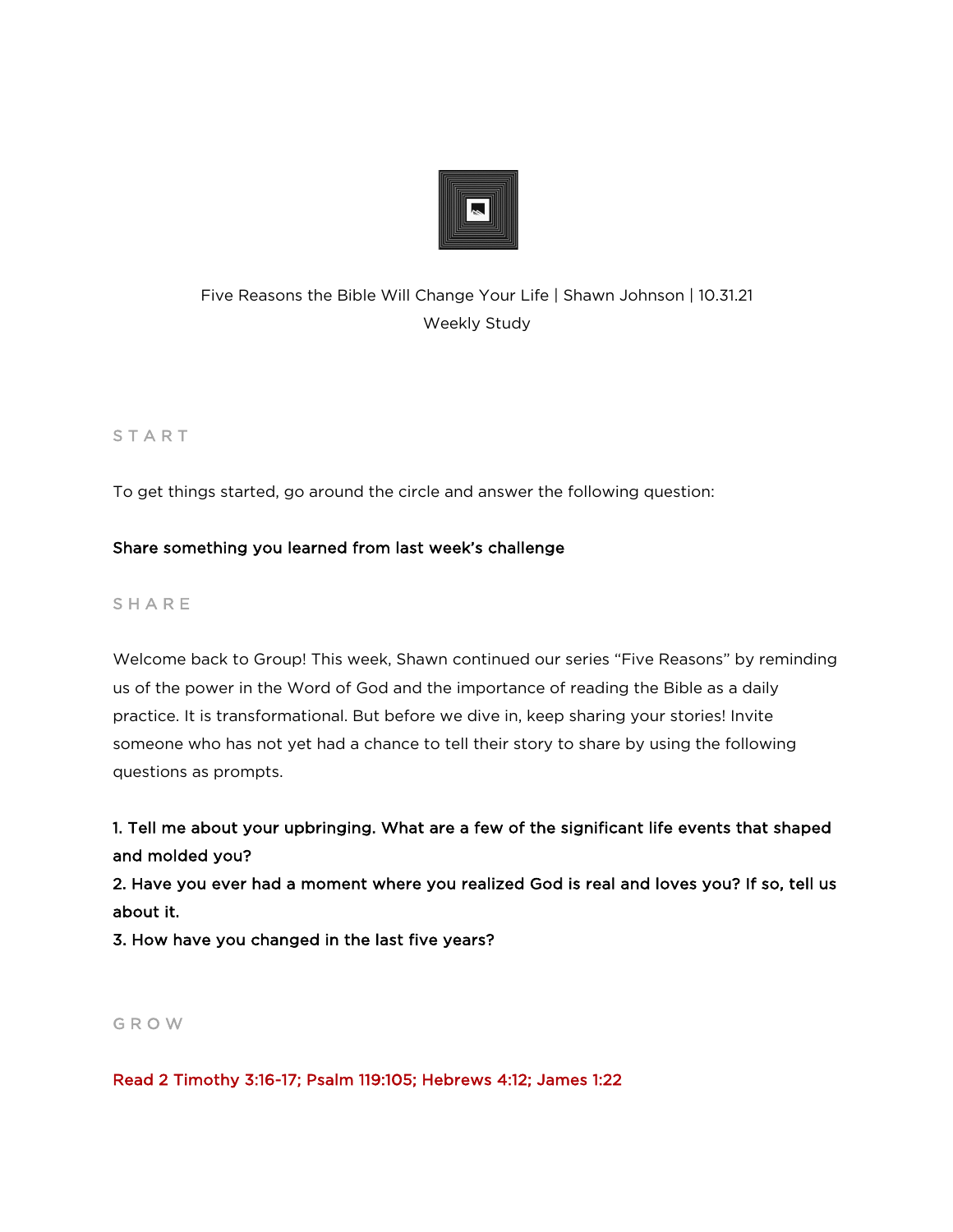Five Reasons the Bible Will Change Your Life | Shawn Johnson | 10.31.21

Weekly Study

## S T A R T

To get things started, go around the circle and answer the following question:

**Share something you learned from last week's challenge**

## S H A R E

Welcome back to Group! This week, Shawn continued our series "Five Reasons" by reminding us of the power in the Word of God and the importance of reading the Bible as a daily practice. It is transformational. But before we dive in, keep sharing your stories! Invite someone who has not yet had a chance to tell their story to share by using the following questions as prompts.

**1. Tell me about your upbringing. What are a few of the significant life events that shaped and molded you?**
**2. Have you ever had a moment where you realized God is real and loves you? If so, tell us about it.**
**3. How have you changed in the last five years?**

## G R O W

**Read 2 Timothy 3:16-17; Psalm 119:105; Hebrews 4:12; James 1:22**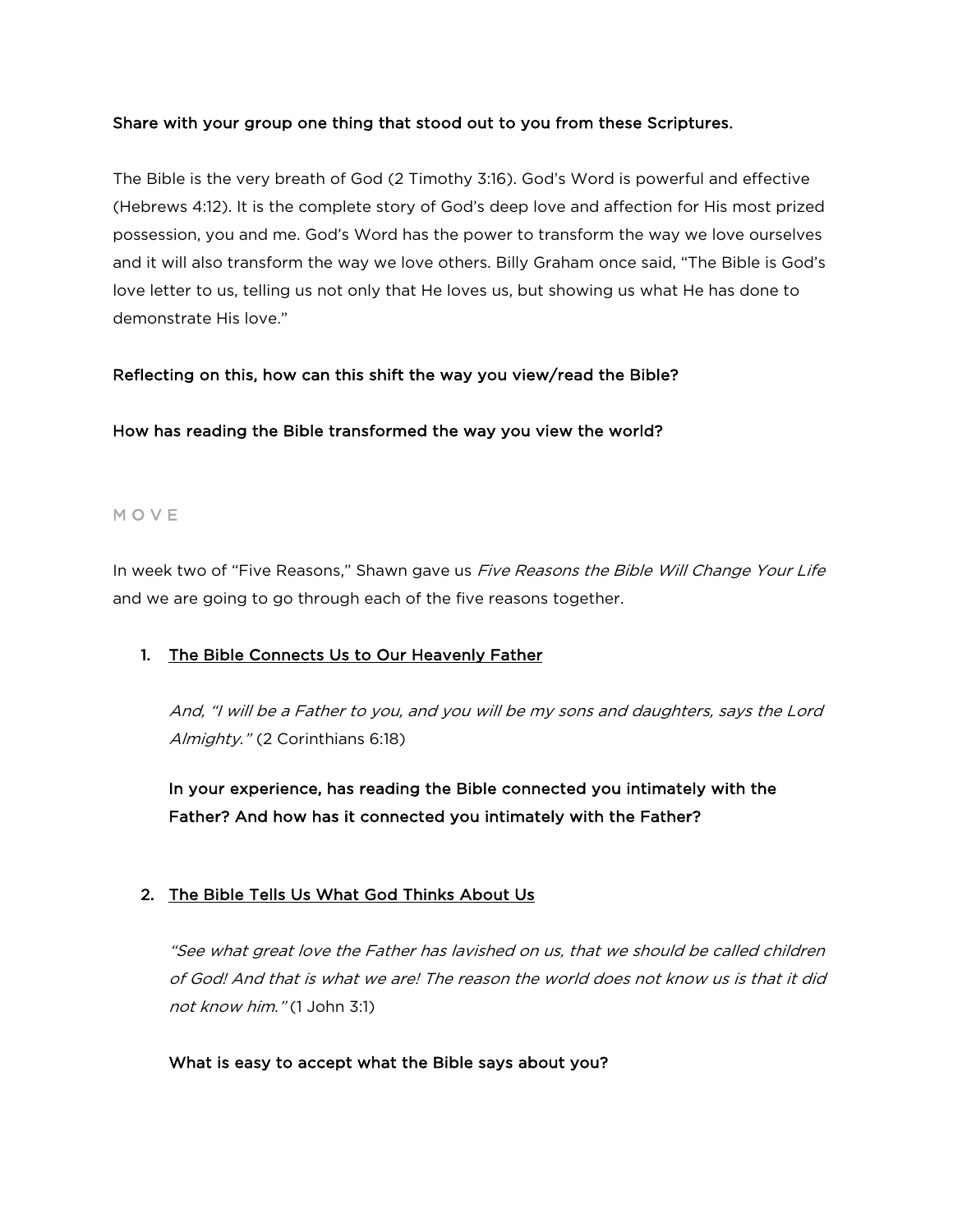**Share with your group one thing that stood out to you from these Scriptures.**

The Bible is the very breath of God (2 Timothy 3:16). God's Word is powerful and effective (Hebrews 4:12). It is the complete story of God's deep love and affection for His most prized possession, you and me. God's Word has the power to transform the way we love ourselves and it will also transform the way we love others. Billy Graham once said, "The Bible is God's love letter to us, telling us not only that He loves us, but showing us what He has done to demonstrate His love."

**Reflecting on this, how can this shift the way you view/read the Bible?**

**How has reading the Bible transformed the way you view the world?**

## M O V E

In week two of "Five Reasons," Shawn gave us *Five Reasons the Bible Will Change Your Life* and we are going to go through each of the five reasons together.

1. **The Bible Connects Us to Our Heavenly Father**

   *And, "I will be a Father to you, and you will be my sons and daughters, says the Lord Almighty."* (2 Corinthians 6:18)

   **In your experience, has reading the Bible connected you intimately with the Father? And how has it connected you intimately with the Father?**

2. **The Bible Tells Us What God Thinks About Us**

   *"See what great love the Father has lavished on us, that we should be called children of God! And that is what we are! The reason the world does not know us is that it did not know him."* (1 John 3:1)

   **What is easy to accept what the Bible says about you?**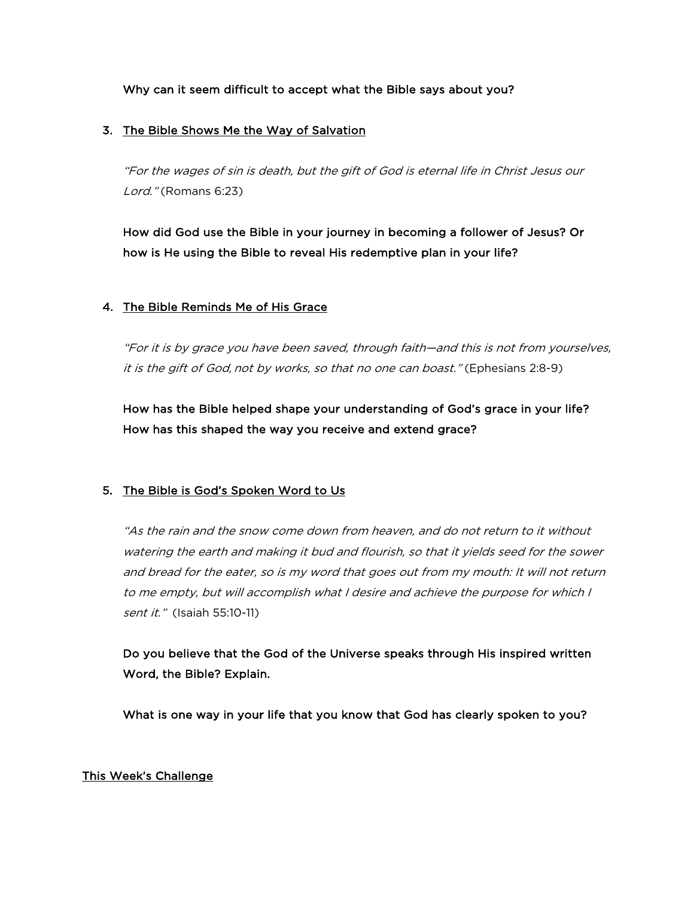**Why can it seem difficult to accept what the Bible says about you?**

3. <u>The Bible Shows Me the Way of Salvation</u>

   *"For the wages of sin is death, but the gift of God is eternal life in Christ Jesus our Lord."* (Romans 6:23)

   **How did God use the Bible in your journey in becoming a follower of Jesus? Or how is He using the Bible to reveal His redemptive plan in your life?**

4. <u>The Bible Reminds Me of His Grace</u>

   *"For it is by grace you have been saved, through faith—and this is not from yourselves, it is the gift of God, not by works, so that no one can boast."* (Ephesians 2:8-9)

   **How has the Bible helped shape your understanding of God's grace in your life? How has this shaped the way you receive and extend grace?**

5. <u>The Bible is God's Spoken Word to Us</u>

   *"As the rain and the snow come down from heaven, and do not return to it without watering the earth and making it bud and flourish, so that it yields seed for the sower and bread for the eater, so is my word that goes out from my mouth: It will not return to me empty, but will accomplish what I desire and achieve the purpose for which I sent it."* (Isaiah 55:10-11)

   **Do you believe that the God of the Universe speaks through His inspired written Word, the Bible? Explain.**

   **What is one way in your life that you know that God has clearly spoken to you?**

<u>This Week's Challenge</u>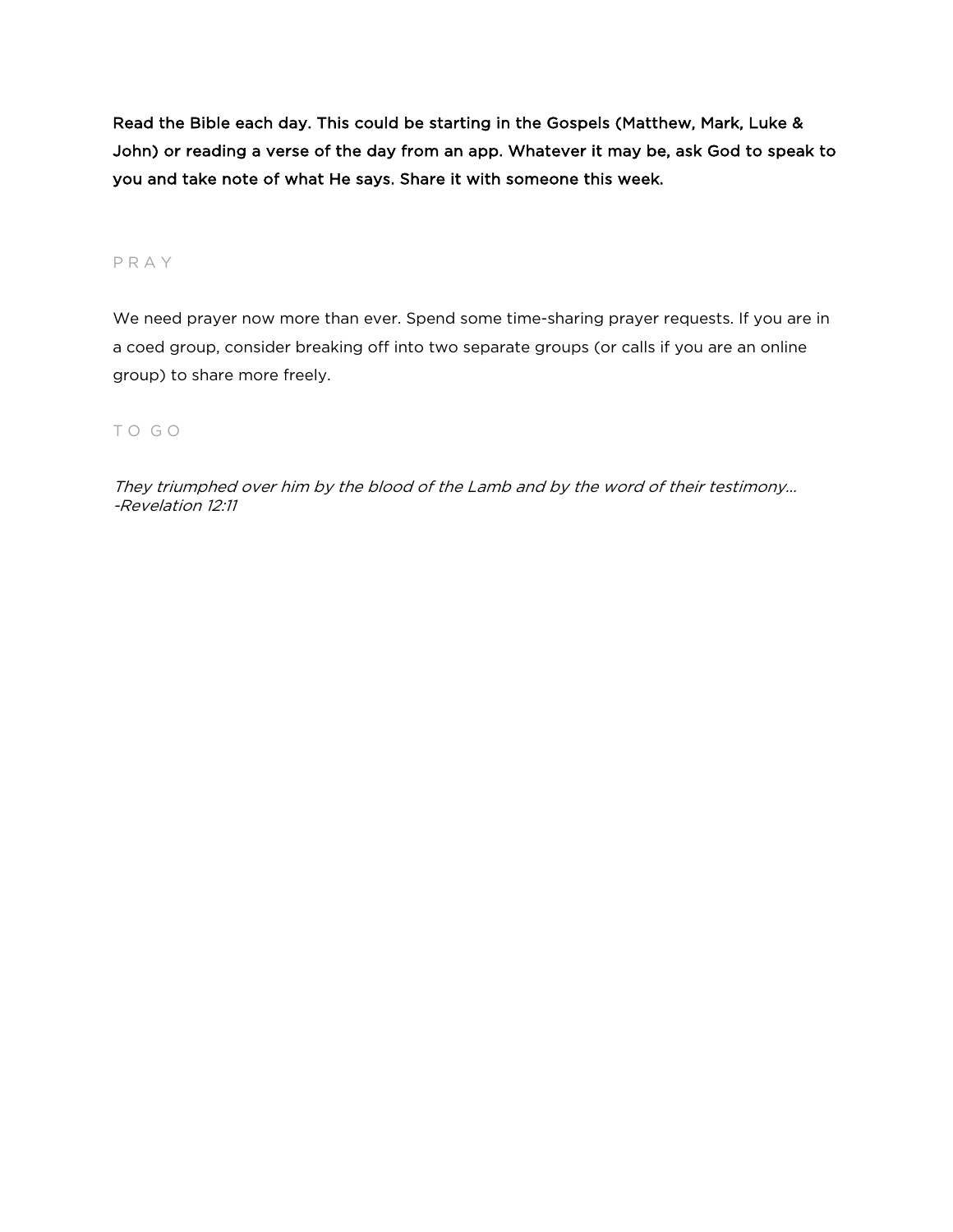**Read the Bible each day. This could be starting in the Gospels (Matthew, Mark, Luke & John) or reading a verse of the day from an app. Whatever it may be, ask God to speak to you and take note of what He says. Share it with someone this week.**

## PRAY

We need prayer now more than ever. Spend some time-sharing prayer requests. If you are in a coed group, consider breaking off into two separate groups (or calls if you are an online group) to share more freely.

## TO GO

*They triumphed over him by the blood of the Lamb and by the word of their testimony...*
*-Revelation 12:11*